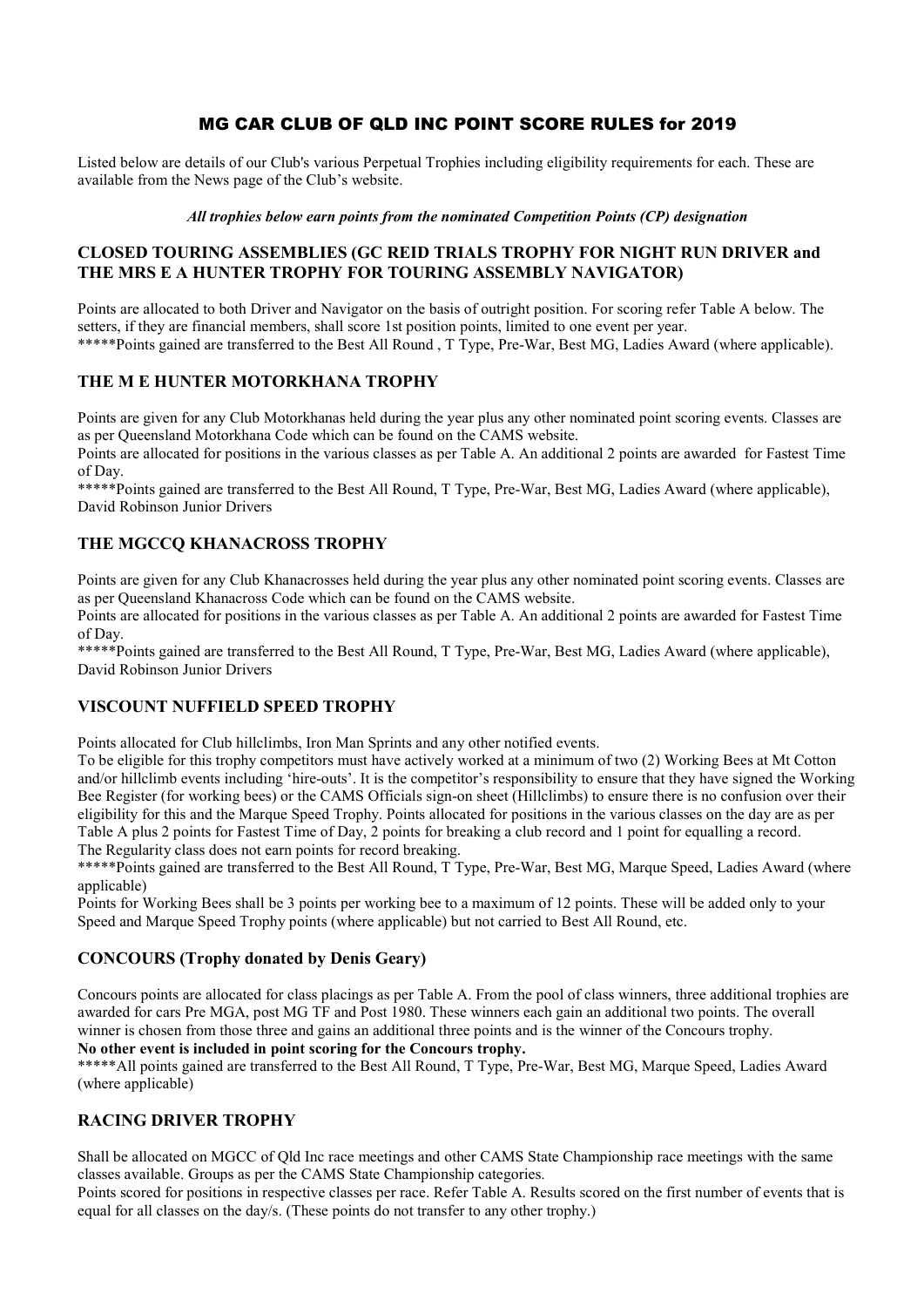# MG CAR CLUB OF QLD INC POINT SCORE RULES for 2019

Listed below are details of our Club's various Perpetual Trophies including eligibility requirements for each. These are available from the News page of the Club's website.

***All trophies below earn points from the nominated Competition Points (CP) designation***

## CLOSED TOURING ASSEMBLIES (GC REID TRIALS TROPHY FOR NIGHT RUN DRIVER and THE MRS E A HUNTER TROPHY FOR TOURING ASSEMBLY NAVIGATOR)

Points are allocated to both Driver and Navigator on the basis of outright position. For scoring refer Table A below. The setters, if they are financial members, shall score 1st position points, limited to one event per year.
*****Points gained are transferred to the Best All Round , T Type, Pre-War, Best MG, Ladies Award (where applicable).

## THE M E HUNTER MOTORKHANA TROPHY

Points are given for any Club Motorkhanas held during the year plus any other nominated point scoring events. Classes are as per Queensland Motorkhana Code which can be found on the CAMS website.
Points are allocated for positions in the various classes as per Table A. An additional 2 points are awarded for Fastest Time of Day.
*****Points gained are transferred to the Best All Round, T Type, Pre-War, Best MG, Ladies Award (where applicable), David Robinson Junior Drivers

## THE MGCCQ KHANACROSS TROPHY

Points are given for any Club Khanacrosses held during the year plus any other nominated point scoring events. Classes are as per Queensland Khanacross Code which can be found on the CAMS website.
Points are allocated for positions in the various classes as per Table A. An additional 2 points are awarded for Fastest Time of Day.
*****Points gained are transferred to the Best All Round, T Type, Pre-War, Best MG, Ladies Award (where applicable), David Robinson Junior Drivers

## VISCOUNT NUFFIELD SPEED TROPHY

Points allocated for Club hillclimbs, Iron Man Sprints and any other notified events.
To be eligible for this trophy competitors must have actively worked at a minimum of two (2) Working Bees at Mt Cotton and/or hillclimb events including 'hire-outs'. It is the competitor's responsibility to ensure that they have signed the Working Bee Register (for working bees) or the CAMS Officials sign-on sheet (Hillclimbs) to ensure there is no confusion over their eligibility for this and the Marque Speed Trophy. Points allocated for positions in the various classes on the day are as per Table A plus 2 points for Fastest Time of Day, 2 points for breaking a club record and 1 point for equalling a record.
The Regularity class does not earn points for record breaking.
*****Points gained are transferred to the Best All Round, T Type, Pre-War, Best MG, Marque Speed, Ladies Award (where applicable)
Points for Working Bees shall be 3 points per working bee to a maximum of 12 points. These will be added only to your Speed and Marque Speed Trophy points (where applicable) but not carried to Best All Round, etc.

## CONCOURS (Trophy donated by Denis Geary)

Concours points are allocated for class placings as per Table A. From the pool of class winners, three additional trophies are awarded for cars Pre MGA, post MG TF and Post 1980. These winners each gain an additional two points. The overall winner is chosen from those three and gains an additional three points and is the winner of the Concours trophy.
**No other event is included in point scoring for the Concours trophy.**
*****All points gained are transferred to the Best All Round, T Type, Pre-War, Best MG, Marque Speed, Ladies Award (where applicable)

## RACING DRIVER TROPHY

Shall be allocated on MGCC of Qld Inc race meetings and other CAMS State Championship race meetings with the same classes available. Groups as per the CAMS State Championship categories.
Points scored for positions in respective classes per race. Refer Table A. Results scored on the first number of events that is equal for all classes on the day/s. (These points do not transfer to any other trophy.)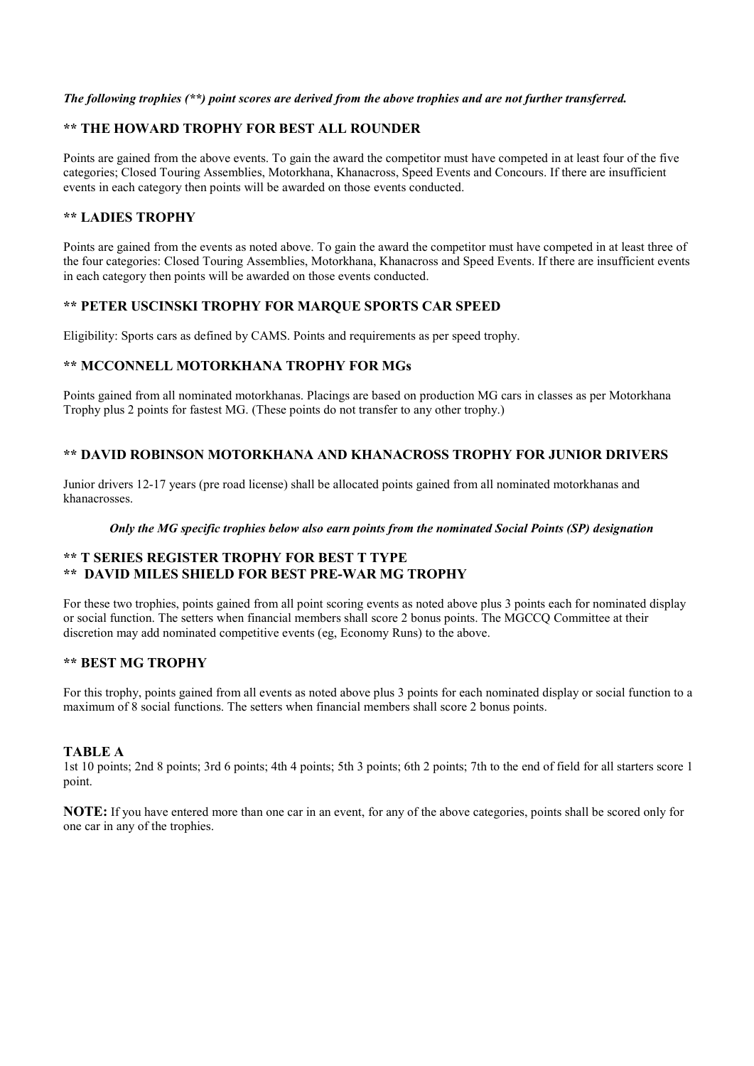*The following trophies (\*\*) point scores are derived from the above trophies and are not further transferred.*

## ** THE HOWARD TROPHY FOR BEST ALL ROUNDER

Points are gained from the above events. To gain the award the competitor must have competed in at least four of the five categories; Closed Touring Assemblies, Motorkhana, Khanacross, Speed Events and Concours. If there are insufficient events in each category then points will be awarded on those events conducted.

## ** LADIES TROPHY

Points are gained from the events as noted above. To gain the award the competitor must have competed in at least three of the four categories: Closed Touring Assemblies, Motorkhana, Khanacross and Speed Events. If there are insufficient events in each category then points will be awarded on those events conducted.

## ** PETER USCINSKI TROPHY FOR MARQUE SPORTS CAR SPEED

Eligibility: Sports cars as defined by CAMS. Points and requirements as per speed trophy.

## ** MCCONNELL MOTORKHANA TROPHY FOR MGs

Points gained from all nominated motorkhanas. Placings are based on production MG cars in classes as per Motorkhana Trophy plus 2 points for fastest MG. (These points do not transfer to any other trophy.)

## ** DAVID ROBINSON MOTORKHANA AND KHANACROSS TROPHY FOR JUNIOR DRIVERS

Junior drivers 12-17 years (pre road license) shall be allocated points gained from all nominated motorkhanas and khanacrosses.

*Only the MG specific trophies below also earn points from the nominated Social Points (SP) designation*

## ** T SERIES REGISTER TROPHY FOR BEST T TYPE
## ** DAVID MILES SHIELD FOR BEST PRE-WAR MG TROPHY

For these two trophies, points gained from all point scoring events as noted above plus 3 points each for nominated display or social function. The setters when financial members shall score 2 bonus points. The MGCCQ Committee at their discretion may add nominated competitive events (eg, Economy Runs) to the above.

## ** BEST MG TROPHY

For this trophy, points gained from all events as noted above plus 3 points for each nominated display or social function to a maximum of 8 social functions. The setters when financial members shall score 2 bonus points.

### TABLE A

1st 10 points; 2nd 8 points; 3rd 6 points; 4th 4 points; 5th 3 points; 6th 2 points; 7th to the end of field for all starters score 1 point.

**NOTE:** If you have entered more than one car in an event, for any of the above categories, points shall be scored only for one car in any of the trophies.